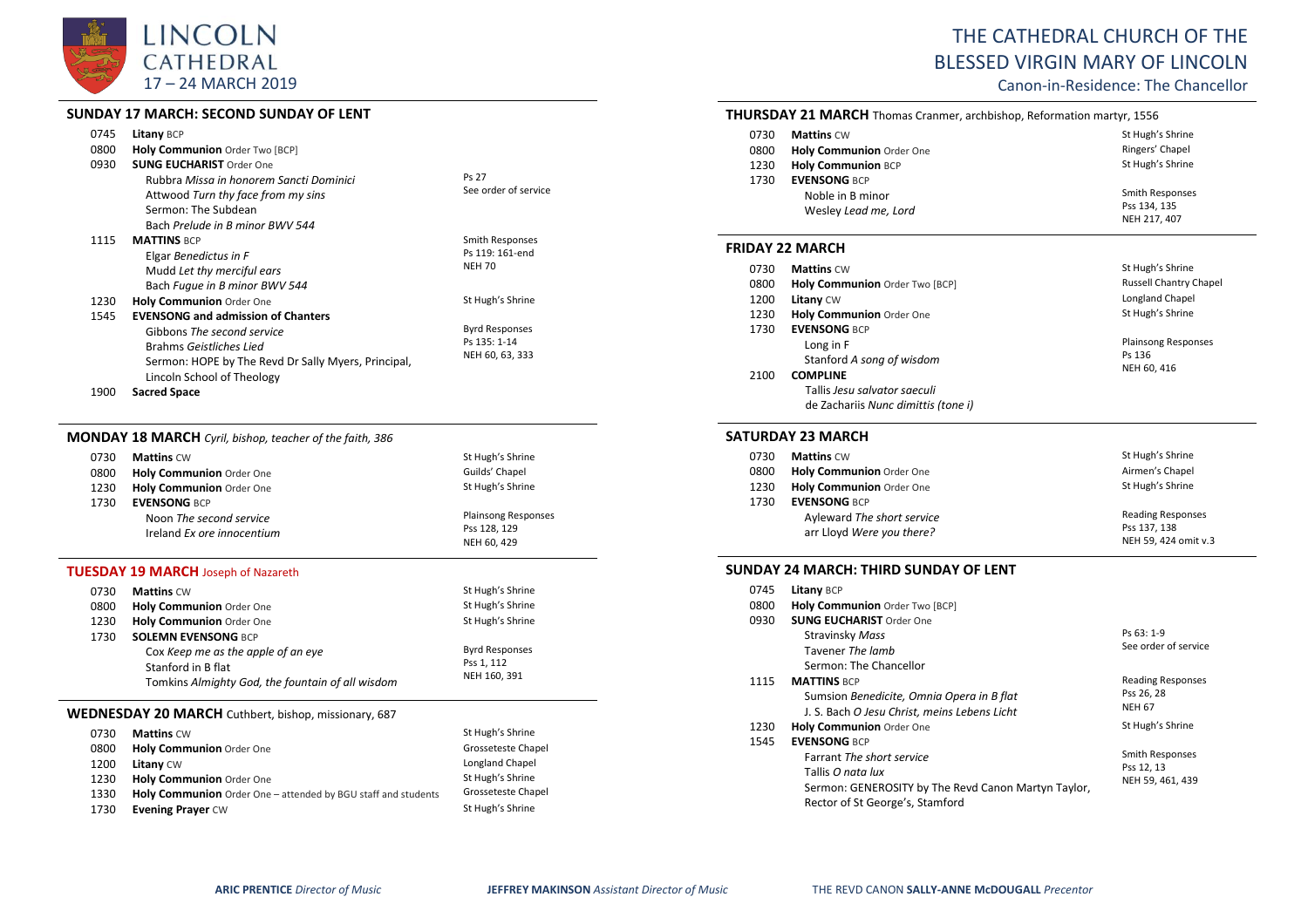# LINCOLN CATHEDRAL

17 – 24 MARCH 2019

# THE CATHEDRAL CHURCH OF THE BLESSED VIRGIN MARY OF LINCOLN

Canon-in-Residence: The Chancellor

## SUNDAY 17 MARCH: SECOND SUNDAY OF LENT

| | | |
|---|---|---|
| 0745 | **Litany** BCP | |
| 0800 | **Holy Communion** Order Two [BCP] | |
| 0930 | **SUNG EUCHARIST** Order One | |
| | Rubbra *Missa in honorem Sancti Dominici* | Ps 27 |
| | Attwood *Turn thy face from my sins* | See order of service |
| | Sermon: The Subdean | |
| | Bach *Prelude in B minor BWV 544* | |
| 1115 | **MATTINS** BCP | Smith Responses |
| | Elgar *Benedictus in F* | Ps 119: 161-end |
| | Mudd *Let thy merciful ears* | NEH 70 |
| | Bach *Fugue in B minor BWV 544* | |
| 1230 | **Holy Communion** Order One | St Hugh's Shrine |
| 1545 | **EVENSONG and admission of Chanters** | |
| | Gibbons *The second service* | Byrd Responses |
| | Brahms *Geistliches Lied* | Ps 135: 1-14 |
| | Sermon: HOPE by The Revd Dr Sally Myers, Principal, Lincoln School of Theology | NEH 60, 63, 333 |
| 1900 | **Sacred Space** | |

## MONDAY 18 MARCH *Cyril, bishop, teacher of the faith, 386*

| | | |
|---|---|---|
| 0730 | **Mattins** CW | St Hugh's Shrine |
| 0800 | **Holy Communion** Order One | Guilds' Chapel |
| 1230 | **Holy Communion** Order One | St Hugh's Shrine |
| 1730 | **EVENSONG** BCP | |
| | Noon *The second service* | Plainsong Responses |
| | Ireland *Ex ore innocentium* | Pss 128, 129 |
| | | NEH 60, 429 |

## TUESDAY 19 MARCH Joseph of Nazareth

| | | |
|---|---|---|
| 0730 | **Mattins** CW | St Hugh's Shrine |
| 0800 | **Holy Communion** Order One | St Hugh's Shrine |
| 1230 | **Holy Communion** Order One | St Hugh's Shrine |
| 1730 | **SOLEMN EVENSONG** BCP | |
| | Cox *Keep me as the apple of an eye* | Byrd Responses |
| | Stanford in B flat | Pss 1, 112 |
| | Tomkins *Almighty God, the fountain of all wisdom* | NEH 160, 391 |

## WEDNESDAY 20 MARCH Cuthbert, bishop, missionary, 687

| | | |
|---|---|---|
| 0730 | **Mattins** CW | St Hugh's Shrine |
| 0800 | **Holy Communion** Order One | Grosseteste Chapel |
| 1200 | **Litany** CW | Longland Chapel |
| 1230 | **Holy Communion** Order One | St Hugh's Shrine |
| 1330 | **Holy Communion** Order One – attended by BGU staff and students | Grosseteste Chapel |
| 1730 | **Evening Prayer** CW | St Hugh's Shrine |

## THURSDAY 21 MARCH Thomas Cranmer, archbishop, Reformation martyr, 1556

| | | |
|---|---|---|
| 0730 | **Mattins** CW | St Hugh's Shrine |
| 0800 | **Holy Communion** Order One | Ringers' Chapel |
| 1230 | **Holy Communion** BCP | St Hugh's Shrine |
| 1730 | **EVENSONG** BCP | |
| | Noble in B minor | Smith Responses |
| | Wesley *Lead me, Lord* | Pss 134, 135 |
| | | NEH 217, 407 |

## FRIDAY 22 MARCH

| | | |
|---|---|---|
| 0730 | **Mattins** CW | St Hugh's Shrine |
| 0800 | **Holy Communion** Order Two [BCP] | Russell Chantry Chapel |
| 1200 | **Litany** CW | Longland Chapel |
| 1230 | **Holy Communion** Order One | St Hugh's Shrine |
| 1730 | **EVENSONG** BCP | |
| | Long in F | Plainsong Responses |
| | Stanford *A song of wisdom* | Ps 136 |
| | | NEH 60, 416 |
| 2100 | **COMPLINE** | |
| | Tallis *Jesu salvator saeculi* | |
| | de Zachariis *Nunc dimittis (tone i)* | |

## SATURDAY 23 MARCH

| | | |
|---|---|---|
| 0730 | **Mattins** CW | St Hugh's Shrine |
| 0800 | **Holy Communion** Order One | Airmen's Chapel |
| 1230 | **Holy Communion** Order One | St Hugh's Shrine |
| 1730 | **EVENSONG** BCP | |
| | Ayleward *The short service* | Reading Responses |
| | arr Lloyd *Were you there?* | Pss 137, 138 |
| | | NEH 59, 424 omit v.3 |

## SUNDAY 24 MARCH: THIRD SUNDAY OF LENT

| | | |
|---|---|---|
| 0745 | **Litany** BCP | |
| 0800 | **Holy Communion** Order Two [BCP] | |
| 0930 | **SUNG EUCHARIST** Order One | |
| | Stravinsky *Mass* | Ps 63: 1-9 |
| | Tavener *The lamb* | See order of service |
| | Sermon: The Chancellor | |
| 1115 | **MATTINS** BCP | Reading Responses |
| | Sumsion *Benedicite, Omnia Opera in B flat* | Pss 26, 28 |
| | J. S. Bach *O Jesu Christ, meins Lebens Licht* | NEH 67 |
| 1230 | **Holy Communion** Order One | St Hugh's Shrine |
| 1545 | **EVENSONG** BCP | |
| | Farrant *The short service* | Smith Responses |
| | Tallis *O nata lux* | Pss 12, 13 |
| | Sermon: GENEROSITY by The Revd Canon Martyn Taylor, Rector of St George's, Stamford | NEH 59, 461, 439 |

**ARIC PRENTICE** *Director of Music* **JEFFREY MAKINSON** *Assistant Director of Music* THE REVD CANON **SALLY-ANNE McDOUGALL** *Precentor*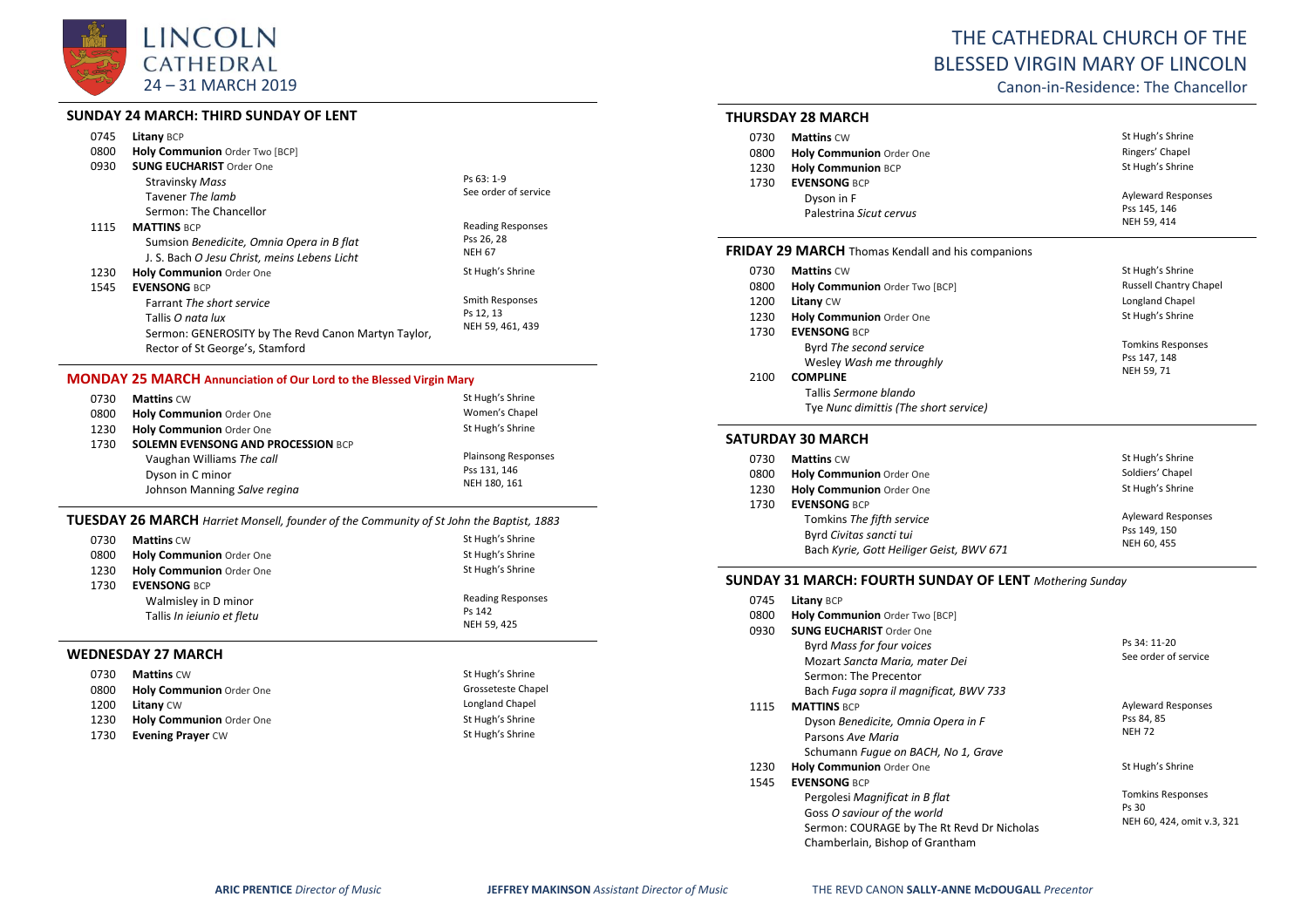# LINCOLN CATHEDRAL

24 – 31 MARCH 2019

# THE CATHEDRAL CHURCH OF THE BLESSED VIRGIN MARY OF LINCOLN

Canon-in-Residence: The Chancellor

## SUNDAY 24 MARCH: THIRD SUNDAY OF LENT

0745 **Litany** BCP

0800 **Holy Communion** Order Two [BCP]

0930 **SUNG EUCHARIST** Order One
Stravinsky *Mass*
Tavener *The lamb*
Sermon: The Chancellor
Ps 63: 1-9
See order of service

1115 **MATTINS** BCP
Sumsion *Benedicite, Omnia Opera in B flat*
J. S. Bach *O Jesu Christ, meins Lebens Licht*
Reading Responses
Pss 26, 28
NEH 67

1230 **Holy Communion** Order One — St Hugh's Shrine

1545 **EVENSONG** BCP
Farrant *The short service*
Tallis *O nata lux*
Sermon: GENEROSITY by The Revd Canon Martyn Taylor, Rector of St George's, Stamford
Smith Responses
Ps 12, 13
NEH 59, 461, 439

## MONDAY 25 MARCH Annunciation of Our Lord to the Blessed Virgin Mary

0730 **Mattins** CW — St Hugh's Shrine

0800 **Holy Communion** Order One — Women's Chapel

1230 **Holy Communion** Order One — St Hugh's Shrine

1730 **SOLEMN EVENSONG AND PROCESSION** BCP
Vaughan Williams *The call*
Dyson in C minor
Johnson Manning *Salve regina*
Plainsong Responses
Pss 131, 146
NEH 180, 161

## TUESDAY 26 MARCH *Harriet Monsell, founder of the Community of St John the Baptist, 1883*

0730 **Mattins** CW — St Hugh's Shrine

0800 **Holy Communion** Order One — St Hugh's Shrine

1230 **Holy Communion** Order One — St Hugh's Shrine

1730 **EVENSONG** BCP
Walmisley in D minor
Tallis *In ieiunio et fletu*
Reading Responses
Ps 142
NEH 59, 425

## WEDNESDAY 27 MARCH

0730 **Mattins** CW — St Hugh's Shrine

0800 **Holy Communion** Order One — Grosseteste Chapel

1200 **Litany** CW — Longland Chapel

1230 **Holy Communion** Order One — St Hugh's Shrine

1730 **Evening Prayer** CW — St Hugh's Shrine

## THURSDAY 28 MARCH

0730 **Mattins** CW — St Hugh's Shrine

0800 **Holy Communion** Order One — Ringers' Chapel

1230 **Holy Communion** BCP — St Hugh's Shrine

1730 **EVENSONG** BCP
Dyson in F
Palestrina *Sicut cervus*
Ayleward Responses
Pss 145, 146
NEH 59, 414

## FRIDAY 29 MARCH Thomas Kendall and his companions

0730 **Mattins** CW — St Hugh's Shrine

0800 **Holy Communion** Order Two [BCP] — Russell Chantry Chapel

1200 **Litany** CW — Longland Chapel

1230 **Holy Communion** Order One — St Hugh's Shrine

1730 **EVENSONG** BCP
Byrd *The second service*
Wesley *Wash me throughly*
Tomkins Responses
Pss 147, 148
NEH 59, 71

2100 **COMPLINE**
Tallis *Sermone blando*
Tye *Nunc dimittis (The short service)*

## SATURDAY 30 MARCH

0730 **Mattins** CW — St Hugh's Shrine

0800 **Holy Communion** Order One — Soldiers' Chapel

1230 **Holy Communion** Order One — St Hugh's Shrine

1730 **EVENSONG** BCP
Tomkins *The fifth service*
Byrd *Civitas sancti tui*
Bach *Kyrie, Gott Heiliger Geist, BWV 671*
Ayleward Responses
Pss 149, 150
NEH 60, 455

## SUNDAY 31 MARCH: FOURTH SUNDAY OF LENT *Mothering Sunday*

0745 **Litany** BCP

0800 **Holy Communion** Order Two [BCP]

0930 **SUNG EUCHARIST** Order One
Byrd *Mass for four voices*
Mozart *Sancta Maria, mater Dei*
Sermon: The Precentor
Bach *Fuga sopra il magnificat, BWV 733*
Ps 34: 11-20
See order of service

1115 **MATTINS** BCP
Dyson *Benedicite, Omnia Opera in F*
Parsons *Ave Maria*
Schumann *Fugue on BACH, No 1, Grave*
Ayleward Responses
Pss 84, 85
NEH 72

1230 **Holy Communion** Order One — St Hugh's Shrine

1545 **EVENSONG** BCP
Pergolesi *Magnificat in B flat*
Goss *O saviour of the world*
Sermon: COURAGE by The Rt Revd Dr Nicholas Chamberlain, Bishop of Grantham
Tomkins Responses
Ps 30
NEH 60, 424, omit v.3, 321

**ARIC PRENTICE** *Director of Music* — **JEFFREY MAKINSON** *Assistant Director of Music* — THE REVD CANON **SALLY-ANNE McDOUGALL** *Precentor*